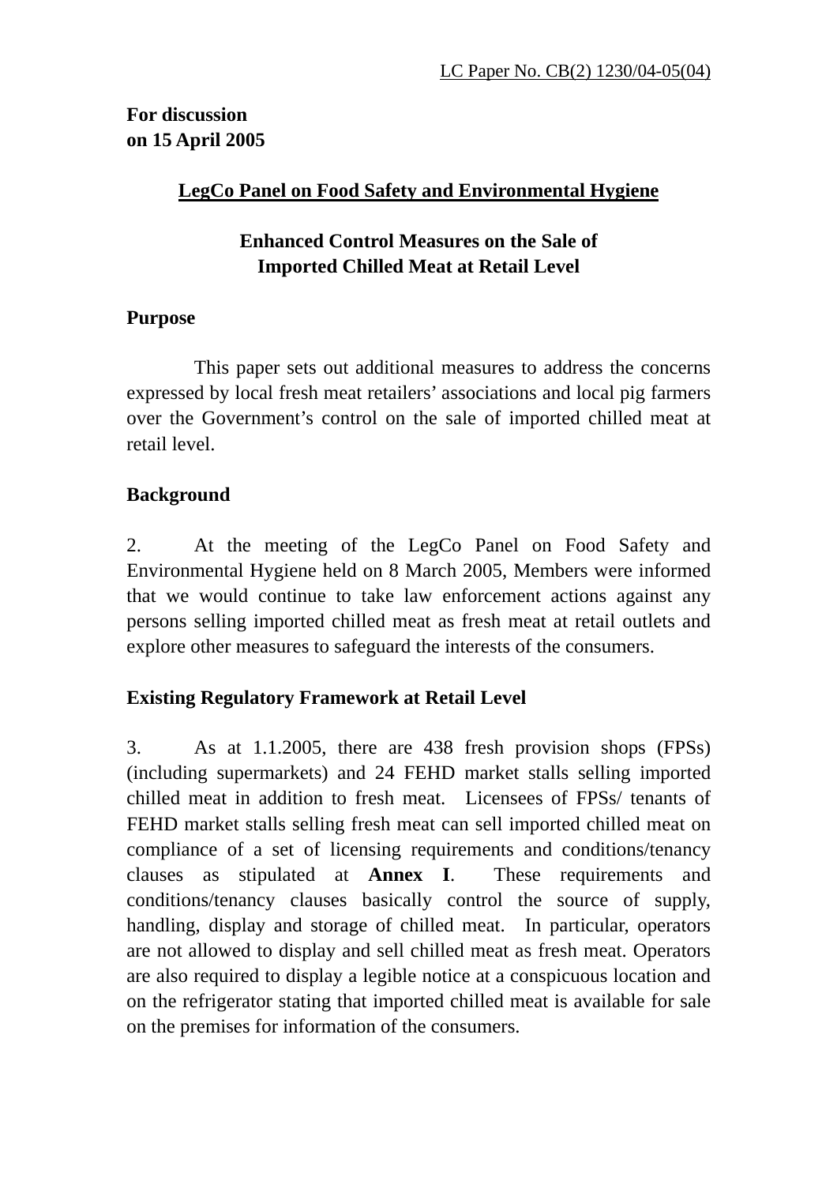LC Paper No. CB(2) 1230/04-05(04)

**For discussion**
**on 15 April 2005**

**LegCo Panel on Food Safety and Environmental Hygiene**

**Enhanced Control Measures on the Sale of**
**Imported Chilled Meat at Retail Level**

**Purpose**

This paper sets out additional measures to address the concerns expressed by local fresh meat retailers' associations and local pig farmers over the Government's control on the sale of imported chilled meat at retail level.

**Background**

2. At the meeting of the LegCo Panel on Food Safety and Environmental Hygiene held on 8 March 2005, Members were informed that we would continue to take law enforcement actions against any persons selling imported chilled meat as fresh meat at retail outlets and explore other measures to safeguard the interests of the consumers.

**Existing Regulatory Framework at Retail Level**

3. As at 1.1.2005, there are 438 fresh provision shops (FPSs) (including supermarkets) and 24 FEHD market stalls selling imported chilled meat in addition to fresh meat. Licensees of FPSs/ tenants of FEHD market stalls selling fresh meat can sell imported chilled meat on compliance of a set of licensing requirements and conditions/tenancy clauses as stipulated at **Annex I**. These requirements and conditions/tenancy clauses basically control the source of supply, handling, display and storage of chilled meat. In particular, operators are not allowed to display and sell chilled meat as fresh meat. Operators are also required to display a legible notice at a conspicuous location and on the refrigerator stating that imported chilled meat is available for sale on the premises for information of the consumers.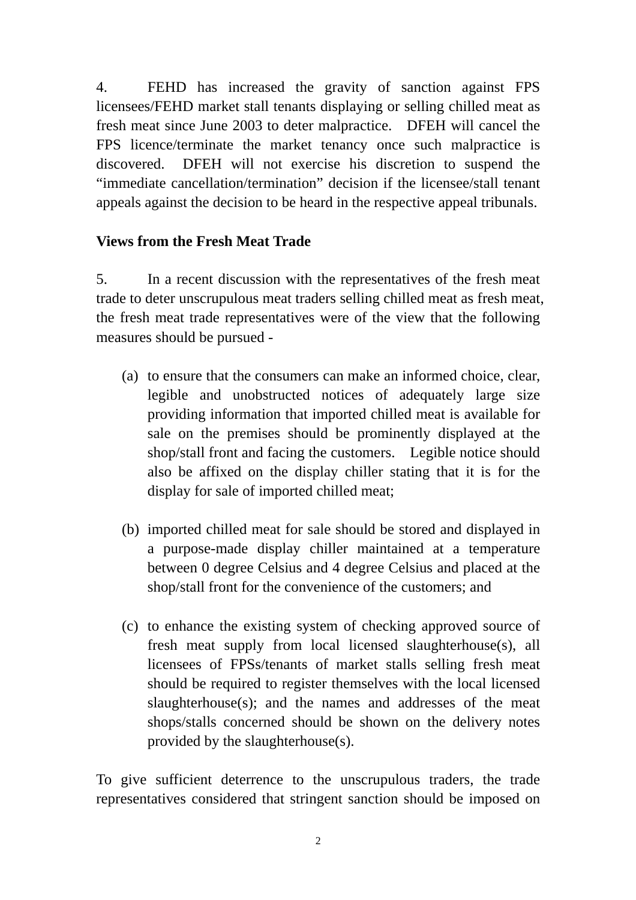4. FEHD has increased the gravity of sanction against FPS licensees/FEHD market stall tenants displaying or selling chilled meat as fresh meat since June 2003 to deter malpractice. DFEH will cancel the FPS licence/terminate the market tenancy once such malpractice is discovered. DFEH will not exercise his discretion to suspend the "immediate cancellation/termination" decision if the licensee/stall tenant appeals against the decision to be heard in the respective appeal tribunals.

**Views from the Fresh Meat Trade**

5. In a recent discussion with the representatives of the fresh meat trade to deter unscrupulous meat traders selling chilled meat as fresh meat, the fresh meat trade representatives were of the view that the following measures should be pursued -

(a) to ensure that the consumers can make an informed choice, clear, legible and unobstructed notices of adequately large size providing information that imported chilled meat is available for sale on the premises should be prominently displayed at the shop/stall front and facing the customers. Legible notice should also be affixed on the display chiller stating that it is for the display for sale of imported chilled meat;

(b) imported chilled meat for sale should be stored and displayed in a purpose-made display chiller maintained at a temperature between 0 degree Celsius and 4 degree Celsius and placed at the shop/stall front for the convenience of the customers; and

(c) to enhance the existing system of checking approved source of fresh meat supply from local licensed slaughterhouse(s), all licensees of FPSs/tenants of market stalls selling fresh meat should be required to register themselves with the local licensed slaughterhouse(s); and the names and addresses of the meat shops/stalls concerned should be shown on the delivery notes provided by the slaughterhouse(s).

To give sufficient deterrence to the unscrupulous traders, the trade representatives considered that stringent sanction should be imposed on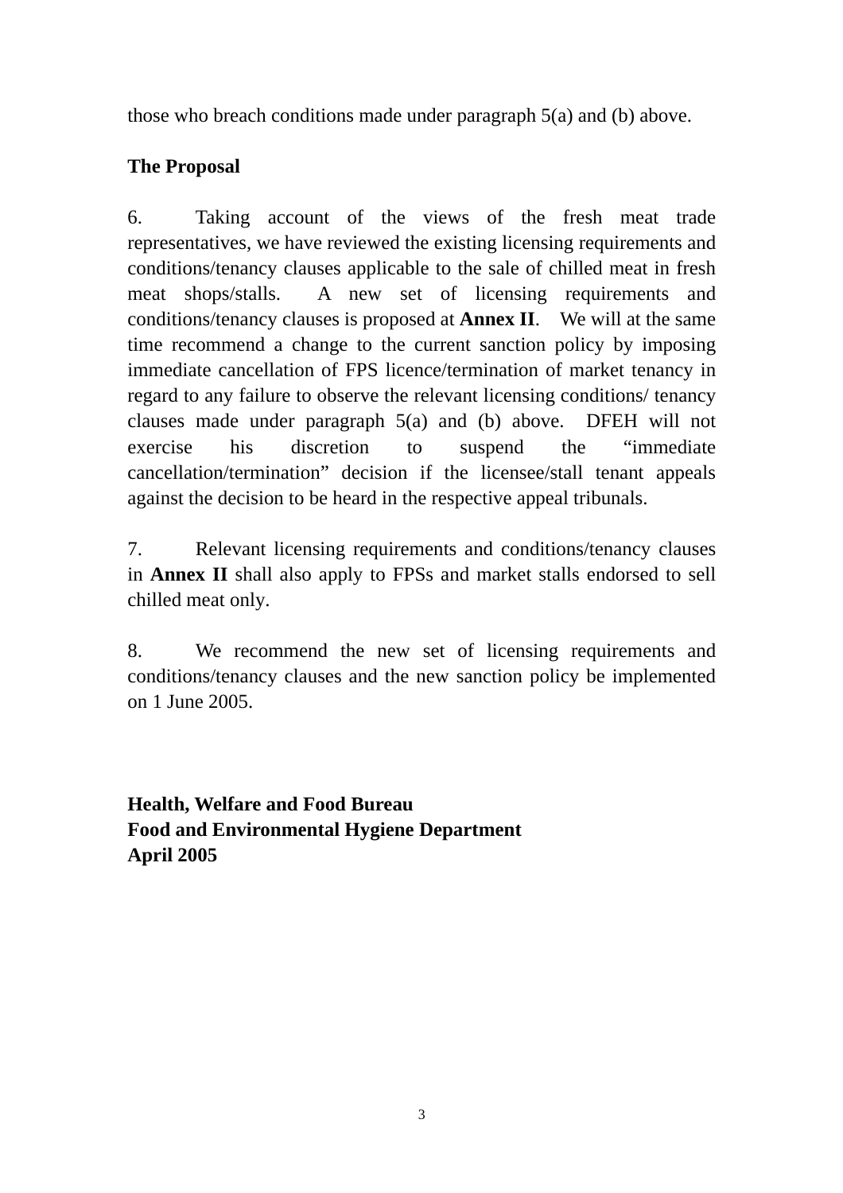those who breach conditions made under paragraph 5(a) and (b) above.

**The Proposal**

6. Taking account of the views of the fresh meat trade representatives, we have reviewed the existing licensing requirements and conditions/tenancy clauses applicable to the sale of chilled meat in fresh meat shops/stalls. A new set of licensing requirements and conditions/tenancy clauses is proposed at **Annex II**. We will at the same time recommend a change to the current sanction policy by imposing immediate cancellation of FPS licence/termination of market tenancy in regard to any failure to observe the relevant licensing conditions/ tenancy clauses made under paragraph 5(a) and (b) above. DFEH will not exercise his discretion to suspend the "immediate cancellation/termination" decision if the licensee/stall tenant appeals against the decision to be heard in the respective appeal tribunals.

7. Relevant licensing requirements and conditions/tenancy clauses in **Annex II** shall also apply to FPSs and market stalls endorsed to sell chilled meat only.

8. We recommend the new set of licensing requirements and conditions/tenancy clauses and the new sanction policy be implemented on 1 June 2005.

**Health, Welfare and Food Bureau**
**Food and Environmental Hygiene Department**
**April 2005**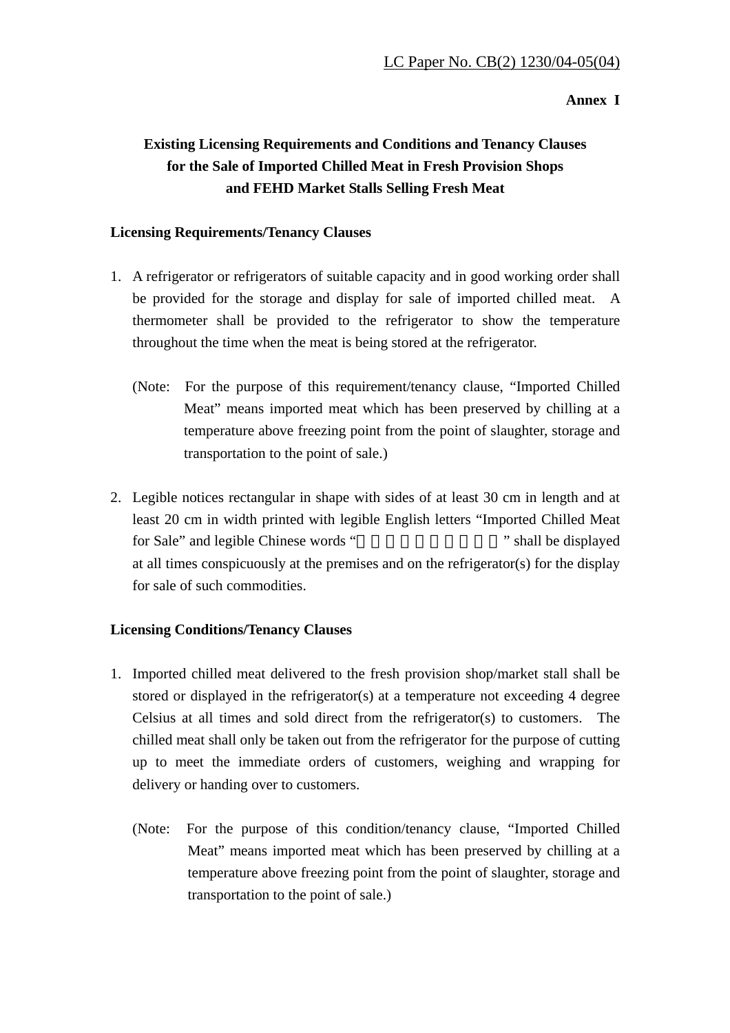LC Paper No. CB(2) 1230/04-05(04)

**Annex I**

# Existing Licensing Requirements and Conditions and Tenancy Clauses for the Sale of Imported Chilled Meat in Fresh Provision Shops and FEHD Market Stalls Selling Fresh Meat

## Licensing Requirements/Tenancy Clauses

1. A refrigerator or refrigerators of suitable capacity and in good working order shall be provided for the storage and display for sale of imported chilled meat. A thermometer shall be provided to the refrigerator to show the temperature throughout the time when the meat is being stored at the refrigerator.

   (Note: For the purpose of this requirement/tenancy clause, "Imported Chilled Meat" means imported meat which has been preserved by chilling at a temperature above freezing point from the point of slaughter, storage and transportation to the point of sale.)

2. Legible notices rectangular in shape with sides of at least 30 cm in length and at least 20 cm in width printed with legible English letters "Imported Chilled Meat for Sale" and legible Chinese words "□□□□□□□□□□" shall be displayed at all times conspicuously at the premises and on the refrigerator(s) for the display for sale of such commodities.

## Licensing Conditions/Tenancy Clauses

1. Imported chilled meat delivered to the fresh provision shop/market stall shall be stored or displayed in the refrigerator(s) at a temperature not exceeding 4 degree Celsius at all times and sold direct from the refrigerator(s) to customers. The chilled meat shall only be taken out from the refrigerator for the purpose of cutting up to meet the immediate orders of customers, weighing and wrapping for delivery or handing over to customers.

   (Note: For the purpose of this condition/tenancy clause, "Imported Chilled Meat" means imported meat which has been preserved by chilling at a temperature above freezing point from the point of slaughter, storage and transportation to the point of sale.)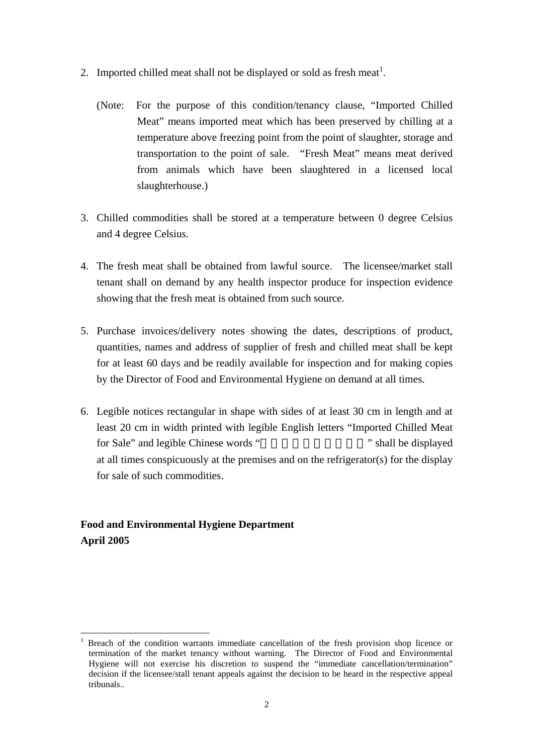2. Imported chilled meat shall not be displayed or sold as fresh meat[1].

   (Note: For the purpose of this condition/tenancy clause, “Imported Chilled Meat” means imported meat which has been preserved by chilling at a temperature above freezing point from the point of slaughter, storage and transportation to the point of sale. “Fresh Meat” means meat derived from animals which have been slaughtered in a licensed local slaughterhouse.)

3. Chilled commodities shall be stored at a temperature between 0 degree Celsius and 4 degree Celsius.

4. The fresh meat shall be obtained from lawful source. The licensee/market stall tenant shall on demand by any health inspector produce for inspection evidence showing that the fresh meat is obtained from such source.

5. Purchase invoices/delivery notes showing the dates, descriptions of product, quantities, names and address of supplier of fresh and chilled meat shall be kept for at least 60 days and be readily available for inspection and for making copies by the Director of Food and Environmental Hygiene on demand at all times.

6. Legible notices rectangular in shape with sides of at least 30 cm in length and at least 20 cm in width printed with legible English letters “Imported Chilled Meat for Sale” and legible Chinese words “　　　　　　　　” shall be displayed at all times conspicuously at the premises and on the refrigerator(s) for the display for sale of such commodities.

**Food and Environmental Hygiene Department**
**April 2005**

---

[1] Breach of the condition warrants immediate cancellation of the fresh provision shop licence or termination of the market tenancy without warning. The Director of Food and Environmental Hygiene will not exercise his discretion to suspend the “immediate cancellation/termination” decision if the licensee/stall tenant appeals against the decision to be heard in the respective appeal tribunals..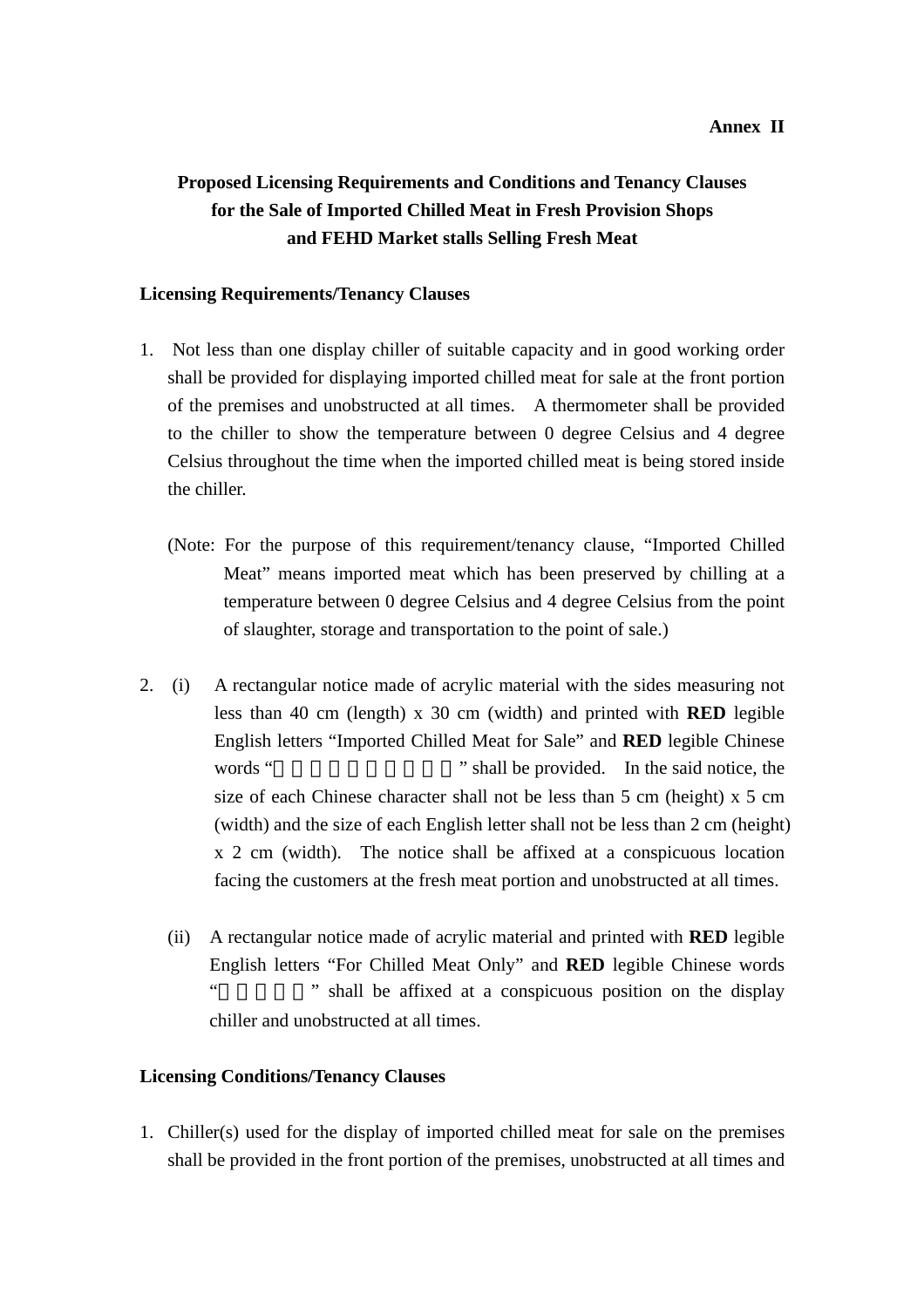**Annex II**

**Proposed Licensing Requirements and Conditions and Tenancy Clauses for the Sale of Imported Chilled Meat in Fresh Provision Shops and FEHD Market stalls Selling Fresh Meat**

**Licensing Requirements/Tenancy Clauses**

1. Not less than one display chiller of suitable capacity and in good working order shall be provided for displaying imported chilled meat for sale at the front portion of the premises and unobstructed at all times. A thermometer shall be provided to the chiller to show the temperature between 0 degree Celsius and 4 degree Celsius throughout the time when the imported chilled meat is being stored inside the chiller.

   (Note: For the purpose of this requirement/tenancy clause, "Imported Chilled Meat" means imported meat which has been preserved by chilling at a temperature between 0 degree Celsius and 4 degree Celsius from the point of slaughter, storage and transportation to the point of sale.)

2. (i) A rectangular notice made of acrylic material with the sides measuring not less than 40 cm (length) x 30 cm (width) and printed with **RED** legible English letters "Imported Chilled Meat for Sale" and **RED** legible Chinese words "　　　　　　　　　" shall be provided. In the said notice, the size of each Chinese character shall not be less than 5 cm (height) x 5 cm (width) and the size of each English letter shall not be less than 2 cm (height) x 2 cm (width). The notice shall be affixed at a conspicuous location facing the customers at the fresh meat portion and unobstructed at all times.

   (ii) A rectangular notice made of acrylic material and printed with **RED** legible English letters "For Chilled Meat Only" and **RED** legible Chinese words "　　　　　" shall be affixed at a conspicuous position on the display chiller and unobstructed at all times.

**Licensing Conditions/Tenancy Clauses**

1. Chiller(s) used for the display of imported chilled meat for sale on the premises shall be provided in the front portion of the premises, unobstructed at all times and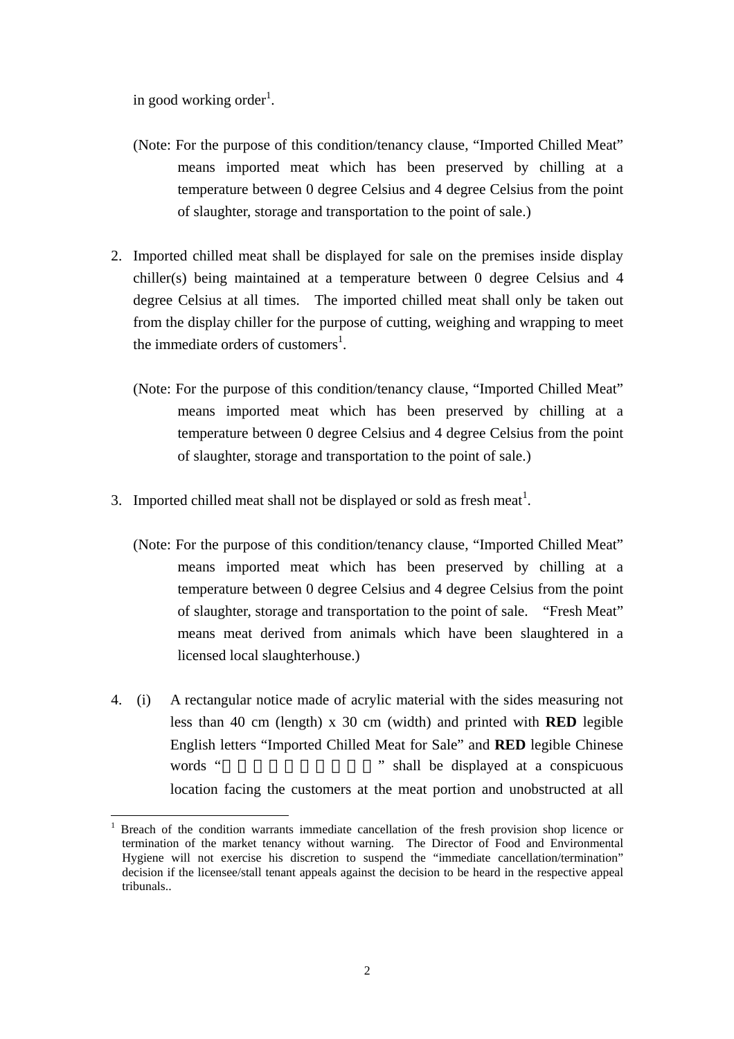in good working order[1].

(Note: For the purpose of this condition/tenancy clause, "Imported Chilled Meat" means imported meat which has been preserved by chilling at a temperature between 0 degree Celsius and 4 degree Celsius from the point of slaughter, storage and transportation to the point of sale.)

2. Imported chilled meat shall be displayed for sale on the premises inside display chiller(s) being maintained at a temperature between 0 degree Celsius and 4 degree Celsius at all times. The imported chilled meat shall only be taken out from the display chiller for the purpose of cutting, weighing and wrapping to meet the immediate orders of customers[1].

   (Note: For the purpose of this condition/tenancy clause, "Imported Chilled Meat" means imported meat which has been preserved by chilling at a temperature between 0 degree Celsius and 4 degree Celsius from the point of slaughter, storage and transportation to the point of sale.)

3. Imported chilled meat shall not be displayed or sold as fresh meat[1].

   (Note: For the purpose of this condition/tenancy clause, "Imported Chilled Meat" means imported meat which has been preserved by chilling at a temperature between 0 degree Celsius and 4 degree Celsius from the point of slaughter, storage and transportation to the point of sale. "Fresh Meat" means meat derived from animals which have been slaughtered in a licensed local slaughterhouse.)

4. (i) A rectangular notice made of acrylic material with the sides measuring not less than 40 cm (length) x 30 cm (width) and printed with **RED** legible English letters "Imported Chilled Meat for Sale" and **RED** legible Chinese words "　　　　　　　　　　" shall be displayed at a conspicuous location facing the customers at the meat portion and unobstructed at all

---

[1] Breach of the condition warrants immediate cancellation of the fresh provision shop licence or termination of the market tenancy without warning. The Director of Food and Environmental Hygiene will not exercise his discretion to suspend the "immediate cancellation/termination" decision if the licensee/stall tenant appeals against the decision to be heard in the respective appeal tribunals..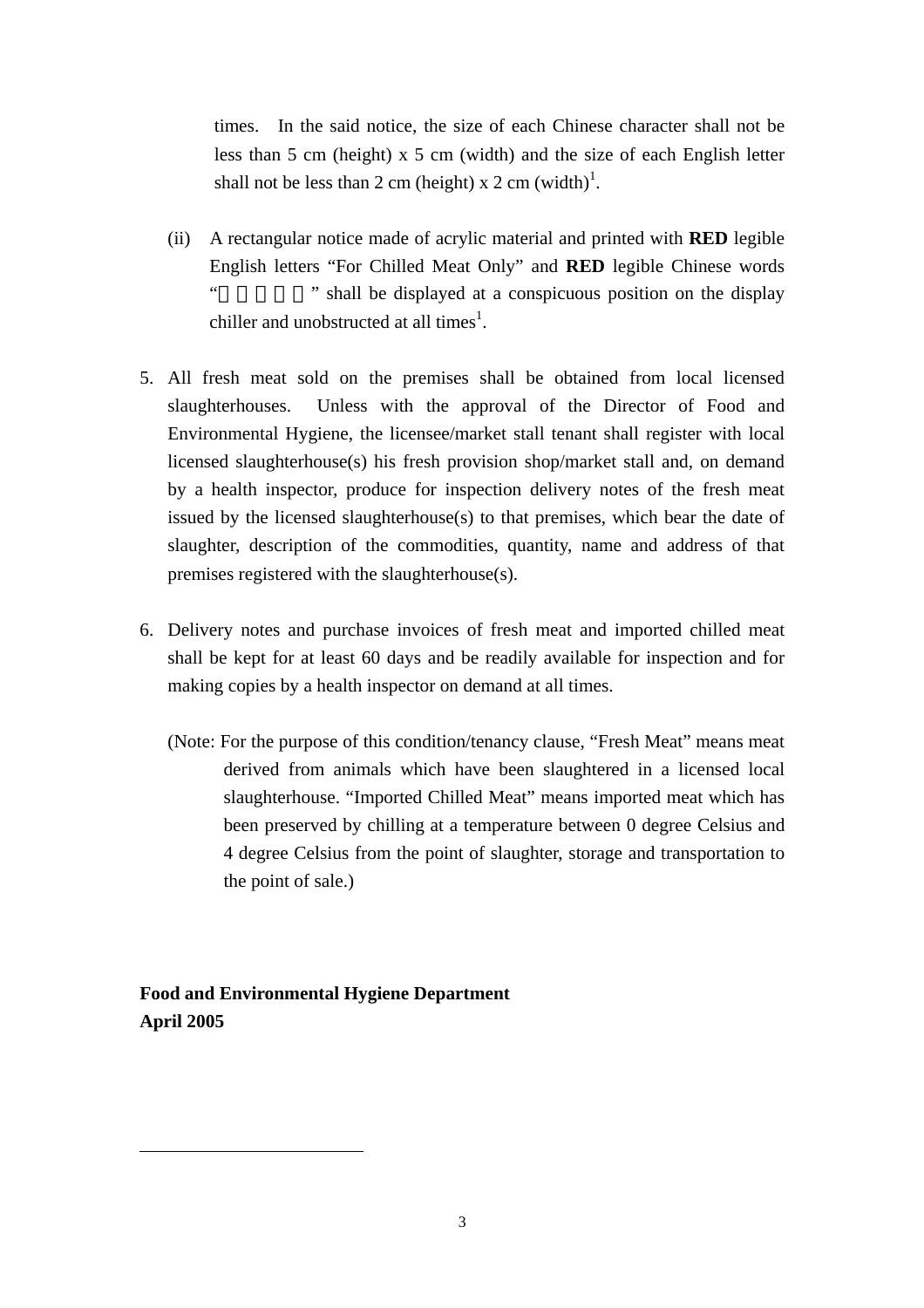times. In the said notice, the size of each Chinese character shall not be less than 5 cm (height) x 5 cm (width) and the size of each English letter shall not be less than 2 cm (height) x 2 cm (width)[1].

(ii) A rectangular notice made of acrylic material and printed with **RED** legible English letters "For Chilled Meat Only" and **RED** legible Chinese words "　　　　　" shall be displayed at a conspicuous position on the display chiller and unobstructed at all times[1].

5. All fresh meat sold on the premises shall be obtained from local licensed slaughterhouses. Unless with the approval of the Director of Food and Environmental Hygiene, the licensee/market stall tenant shall register with local licensed slaughterhouse(s) his fresh provision shop/market stall and, on demand by a health inspector, produce for inspection delivery notes of the fresh meat issued by the licensed slaughterhouse(s) to that premises, which bear the date of slaughter, description of the commodities, quantity, name and address of that premises registered with the slaughterhouse(s).

6. Delivery notes and purchase invoices of fresh meat and imported chilled meat shall be kept for at least 60 days and be readily available for inspection and for making copies by a health inspector on demand at all times.

(Note: For the purpose of this condition/tenancy clause, "Fresh Meat" means meat derived from animals which have been slaughtered in a licensed local slaughterhouse. "Imported Chilled Meat" means imported meat which has been preserved by chilling at a temperature between 0 degree Celsius and 4 degree Celsius from the point of slaughter, storage and transportation to the point of sale.)

**Food and Environmental Hygiene Department**
**April 2005**